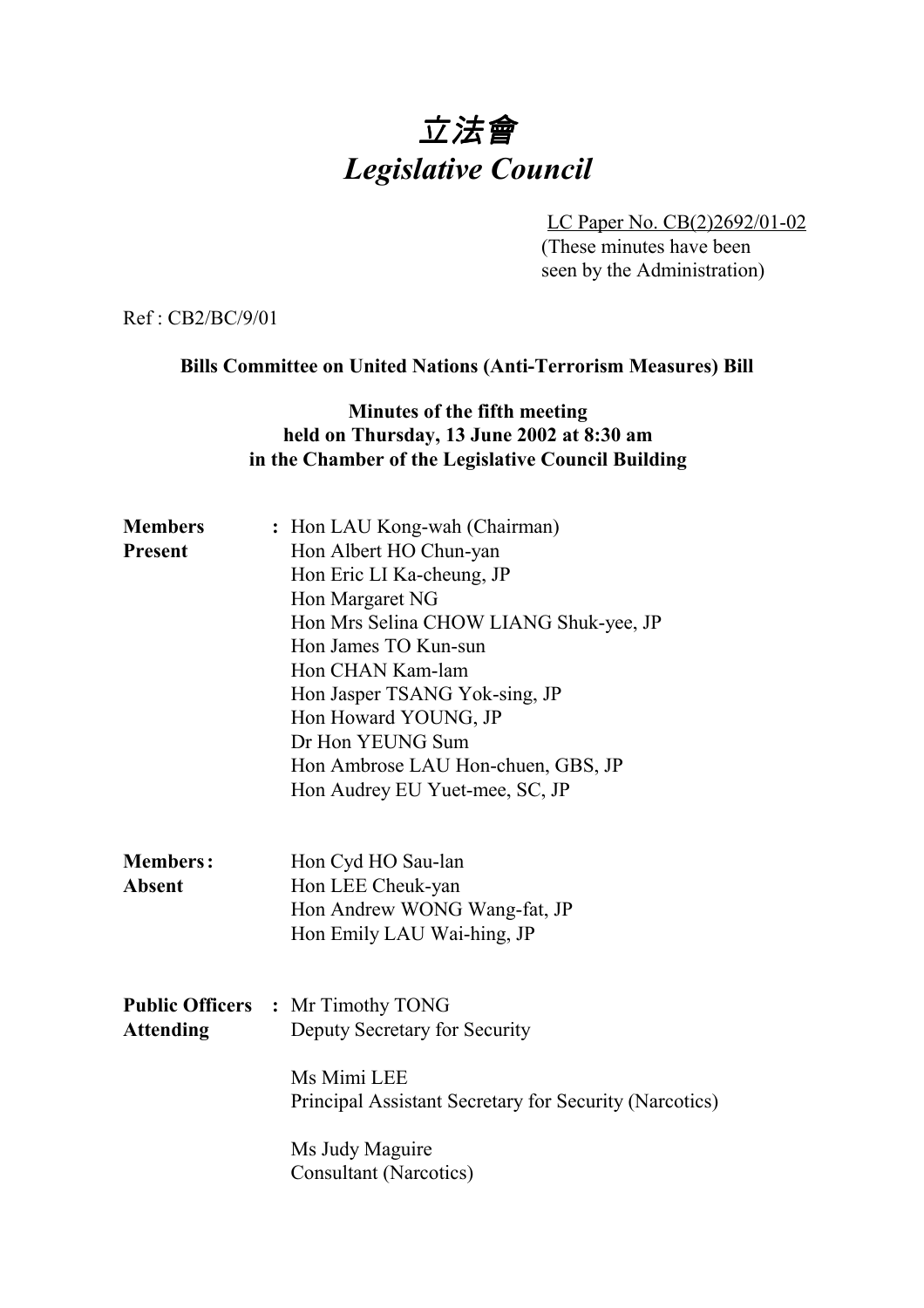# 立法會
# *Legislative Council*

LC Paper No. CB(2)2692/01-02
(These minutes have been seen by the Administration)

Ref : CB2/BC/9/01

**Bills Committee on United Nations (Anti-Terrorism Measures) Bill**

**Minutes of the fifth meeting held on Thursday, 13 June 2002 at 8:30 am in the Chamber of the Legislative Council Building**

**Members Present** :
Hon LAU Kong-wah (Chairman)
Hon Albert HO Chun-yan
Hon Eric LI Ka-cheung, JP
Hon Margaret NG
Hon Mrs Selina CHOW LIANG Shuk-yee, JP
Hon James TO Kun-sun
Hon CHAN Kam-lam
Hon Jasper TSANG Yok-sing, JP
Hon Howard YOUNG, JP
Dr Hon YEUNG Sum
Hon Ambrose LAU Hon-chuen, GBS, JP
Hon Audrey EU Yuet-mee, SC, JP

**Members Absent** :
Hon Cyd HO Sau-lan
Hon LEE Cheuk-yan
Hon Andrew WONG Wang-fat, JP
Hon Emily LAU Wai-hing, JP

**Public Officers Attending** :
Mr Timothy TONG
Deputy Secretary for Security

Ms Mimi LEE
Principal Assistant Secretary for Security (Narcotics)

Ms Judy Maguire
Consultant (Narcotics)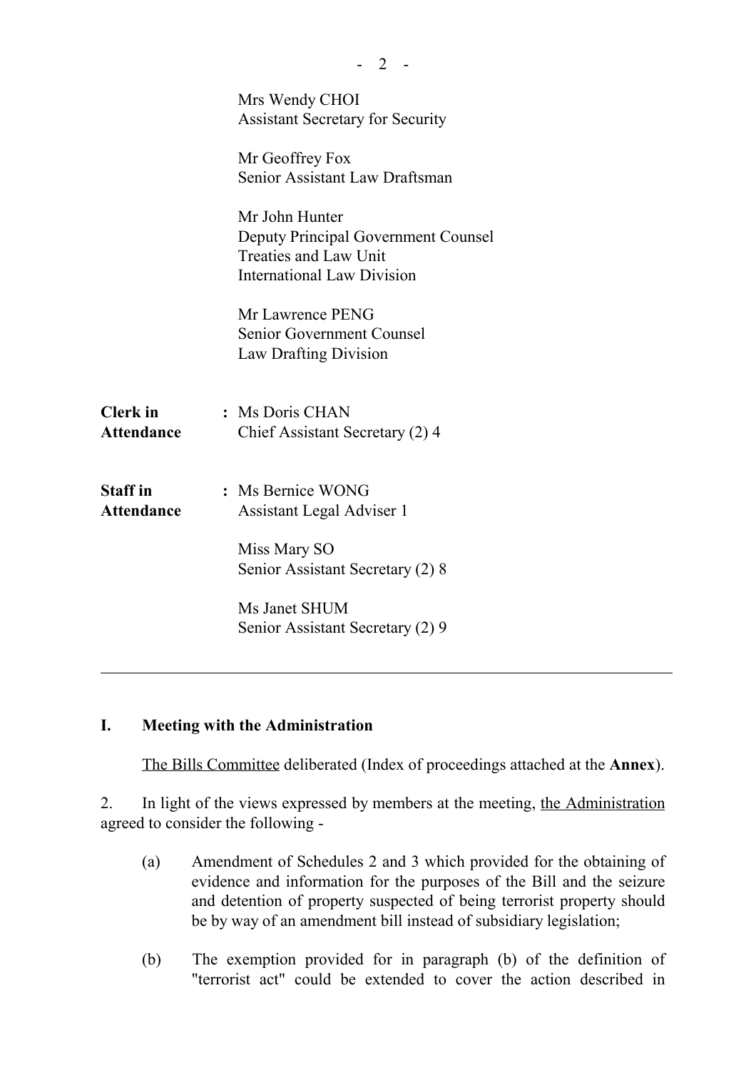Mrs Wendy CHOI
Assistant Secretary for Security

Mr Geoffrey Fox
Senior Assistant Law Draftsman

Mr John Hunter
Deputy Principal Government Counsel
Treaties and Law Unit
International Law Division

Mr Lawrence PENG
Senior Government Counsel
Law Drafting Division

**Clerk in Attendance** : Ms Doris CHAN
Chief Assistant Secretary (2) 4

**Staff in Attendance** : Ms Bernice WONG
Assistant Legal Adviser 1

Miss Mary SO
Senior Assistant Secretary (2) 8

Ms Janet SHUM
Senior Assistant Secretary (2) 9

---

## I. Meeting with the Administration

The Bills Committee deliberated (Index of proceedings attached at the **Annex**).

2. In light of the views expressed by members at the meeting, the Administration agreed to consider the following -

(a) Amendment of Schedules 2 and 3 which provided for the obtaining of evidence and information for the purposes of the Bill and the seizure and detention of property suspected of being terrorist property should be by way of an amendment bill instead of subsidiary legislation;

(b) The exemption provided for in paragraph (b) of the definition of "terrorist act" could be extended to cover the action described in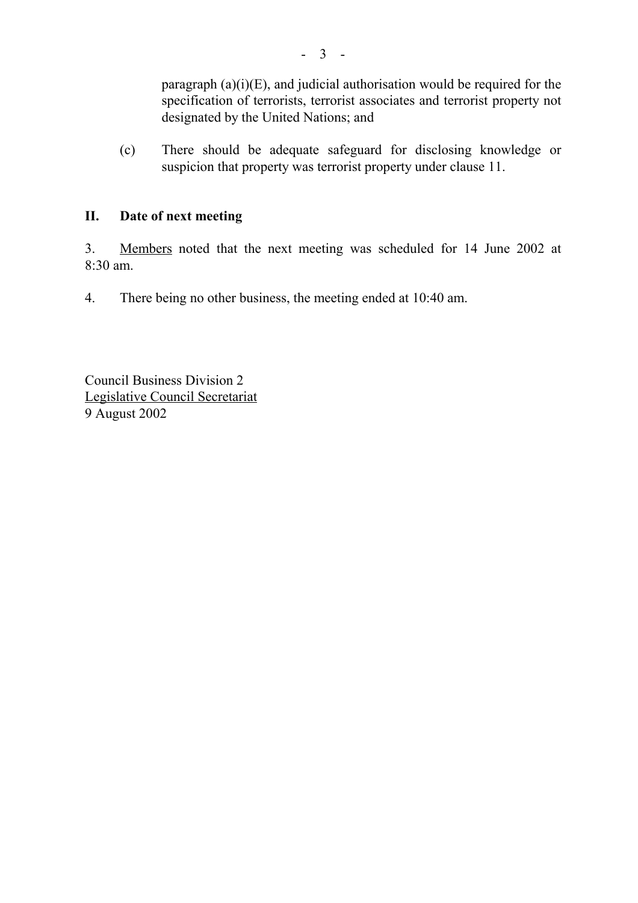paragraph (a)(i)(E), and judicial authorisation would be required for the specification of terrorists, terrorist associates and terrorist property not designated by the United Nations; and

(c) There should be adequate safeguard for disclosing knowledge or suspicion that property was terrorist property under clause 11.

## II. Date of next meeting

3. <u>Members</u> noted that the next meeting was scheduled for 14 June 2002 at 8:30 am.

4. There being no other business, the meeting ended at 10:40 am.

Council Business Division 2
<u>Legislative Council Secretariat</u>
9 August 2002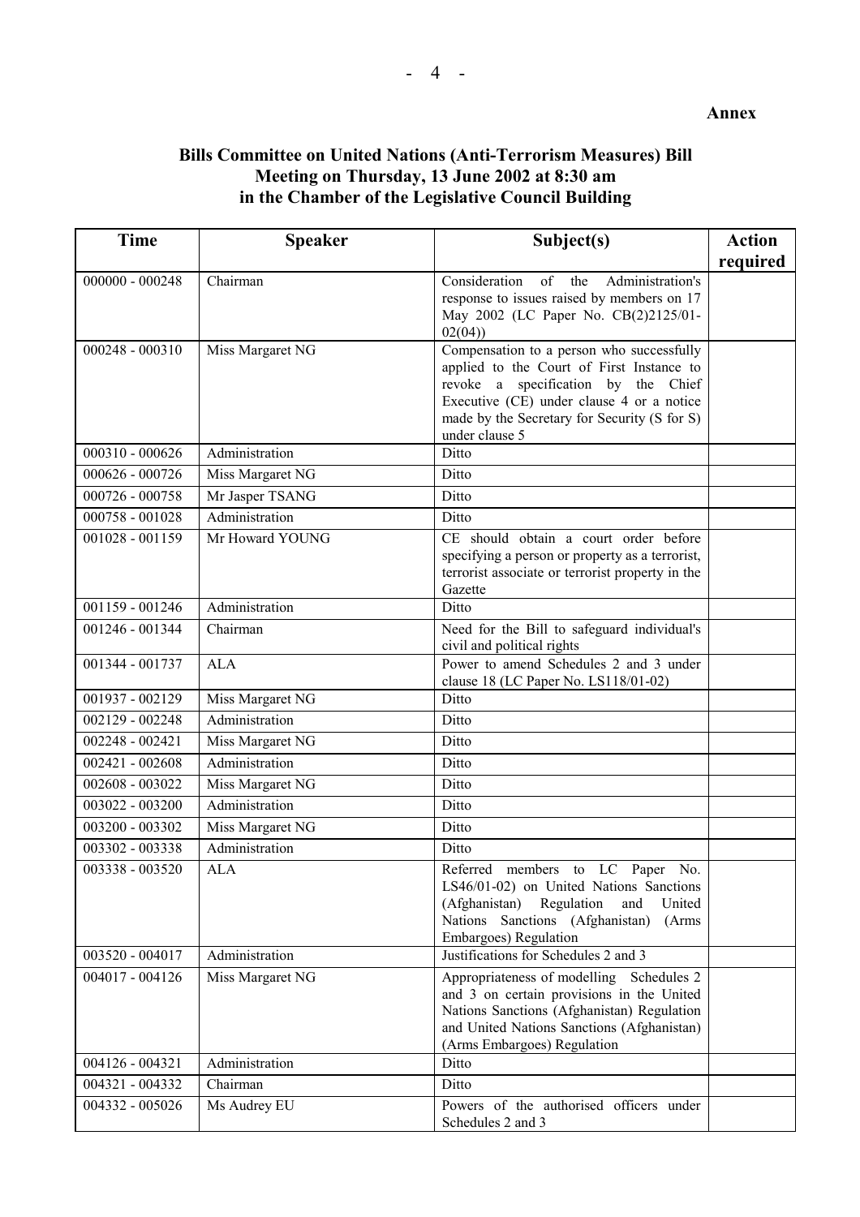**Annex**

**Bills Committee on United Nations (Anti-Terrorism Measures) Bill**
**Meeting on Thursday, 13 June 2002 at 8:30 am**
**in the Chamber of the Legislative Council Building**

| Time | Speaker | Subject(s) | Action required |
|---|---|---|---|
| 000000 - 000248 | Chairman | Consideration of the Administration's response to issues raised by members on 17 May 2002 (LC Paper No. CB(2)2125/01-02(04)) | |
| 000248 - 000310 | Miss Margaret NG | Compensation to a person who successfully applied to the Court of First Instance to revoke a specification by the Chief Executive (CE) under clause 4 or a notice made by the Secretary for Security (S for S) under clause 5 | |
| 000310 - 000626 | Administration | Ditto | |
| 000626 - 000726 | Miss Margaret NG | Ditto | |
| 000726 - 000758 | Mr Jasper TSANG | Ditto | |
| 000758 - 001028 | Administration | Ditto | |
| 001028 - 001159 | Mr Howard YOUNG | CE should obtain a court order before specifying a person or property as a terrorist, terrorist associate or terrorist property in the Gazette | |
| 001159 - 001246 | Administration | Ditto | |
| 001246 - 001344 | Chairman | Need for the Bill to safeguard individual's civil and political rights | |
| 001344 - 001737 | ALA | Power to amend Schedules 2 and 3 under clause 18 (LC Paper No. LS118/01-02) | |
| 001937 - 002129 | Miss Margaret NG | Ditto | |
| 002129 - 002248 | Administration | Ditto | |
| 002248 - 002421 | Miss Margaret NG | Ditto | |
| 002421 - 002608 | Administration | Ditto | |
| 002608 - 003022 | Miss Margaret NG | Ditto | |
| 003022 - 003200 | Administration | Ditto | |
| 003200 - 003302 | Miss Margaret NG | Ditto | |
| 003302 - 003338 | Administration | Ditto | |
| 003338 - 003520 | ALA | Referred members to LC Paper No. LS46/01-02) on United Nations Sanctions (Afghanistan) Regulation and United Nations Sanctions (Afghanistan) (Arms Embargoes) Regulation | |
| 003520 - 004017 | Administration | Justifications for Schedules 2 and 3 | |
| 004017 - 004126 | Miss Margaret NG | Appropriateness of modelling Schedules 2 and 3 on certain provisions in the United Nations Sanctions (Afghanistan) Regulation and United Nations Sanctions (Afghanistan) (Arms Embargoes) Regulation | |
| 004126 - 004321 | Administration | Ditto | |
| 004321 - 004332 | Chairman | Ditto | |
| 004332 - 005026 | Ms Audrey EU | Powers of the authorised officers under Schedules 2 and 3 | |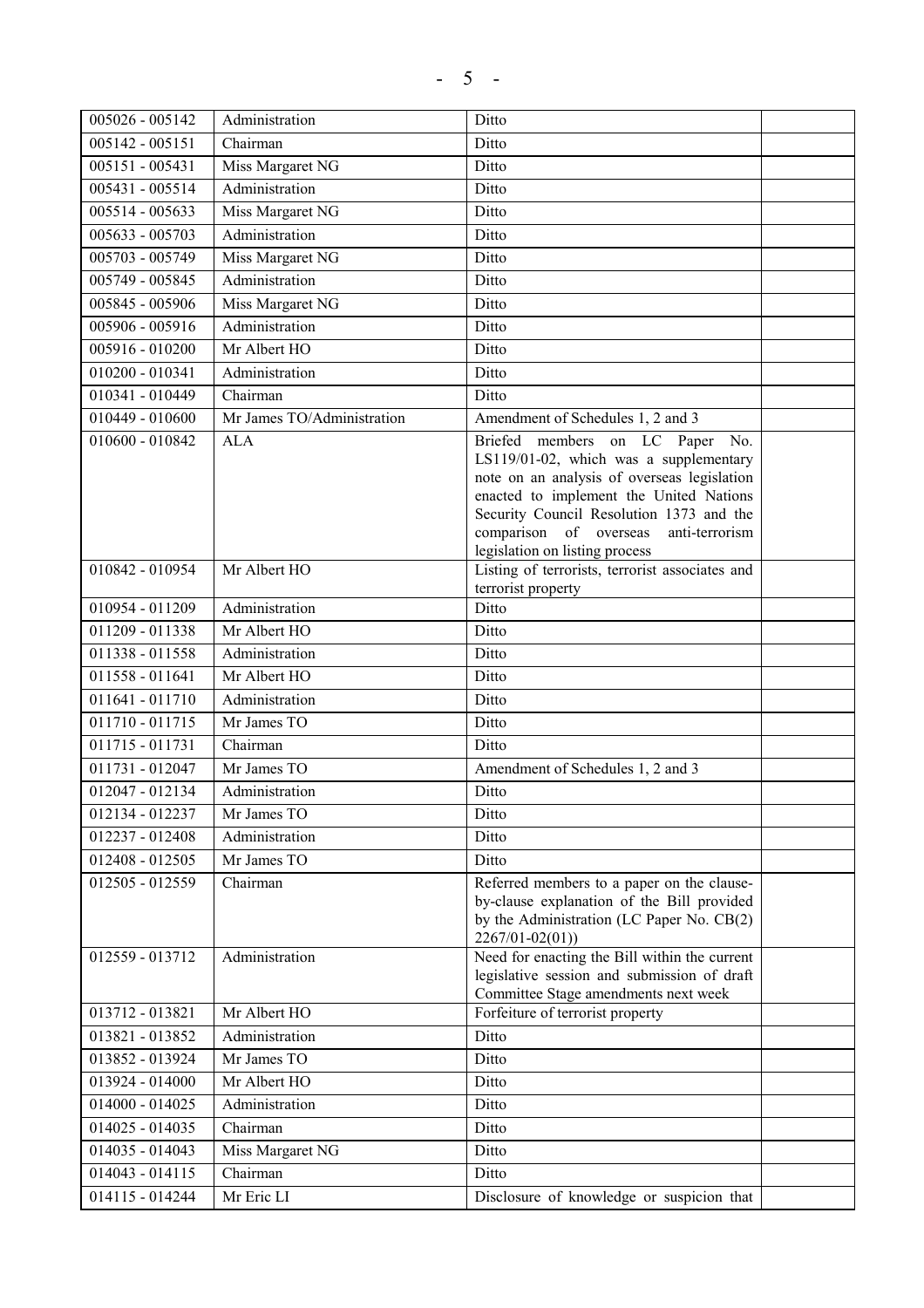| | | | |
|---|---|---|---|
| 005026 - 005142 | Administration | Ditto | |
| 005142 - 005151 | Chairman | Ditto | |
| 005151 - 005431 | Miss Margaret NG | Ditto | |
| 005431 - 005514 | Administration | Ditto | |
| 005514 - 005633 | Miss Margaret NG | Ditto | |
| 005633 - 005703 | Administration | Ditto | |
| 005703 - 005749 | Miss Margaret NG | Ditto | |
| 005749 - 005845 | Administration | Ditto | |
| 005845 - 005906 | Miss Margaret NG | Ditto | |
| 005906 - 005916 | Administration | Ditto | |
| 005916 - 010200 | Mr Albert HO | Ditto | |
| 010200 - 010341 | Administration | Ditto | |
| 010341 - 010449 | Chairman | Ditto | |
| 010449 - 010600 | Mr James TO/Administration | Amendment of Schedules 1, 2 and 3 | |
| 010600 - 010842 | ALA | Briefed members on LC Paper No. LS119/01-02, which was a supplementary note on an analysis of overseas legislation enacted to implement the United Nations Security Council Resolution 1373 and the comparison of overseas anti-terrorism legislation on listing process | |
| 010842 - 010954 | Mr Albert HO | Listing of terrorists, terrorist associates and terrorist property | |
| 010954 - 011209 | Administration | Ditto | |
| 011209 - 011338 | Mr Albert HO | Ditto | |
| 011338 - 011558 | Administration | Ditto | |
| 011558 - 011641 | Mr Albert HO | Ditto | |
| 011641 - 011710 | Administration | Ditto | |
| 011710 - 011715 | Mr James TO | Ditto | |
| 011715 - 011731 | Chairman | Ditto | |
| 011731 - 012047 | Mr James TO | Amendment of Schedules 1, 2 and 3 | |
| 012047 - 012134 | Administration | Ditto | |
| 012134 - 012237 | Mr James TO | Ditto | |
| 012237 - 012408 | Administration | Ditto | |
| 012408 - 012505 | Mr James TO | Ditto | |
| 012505 - 012559 | Chairman | Referred members to a paper on the clause-by-clause explanation of the Bill provided by the Administration (LC Paper No. CB(2) 2267/01-02(01)) | |
| 012559 - 013712 | Administration | Need for enacting the Bill within the current legislative session and submission of draft Committee Stage amendments next week | |
| 013712 - 013821 | Mr Albert HO | Forfeiture of terrorist property | |
| 013821 - 013852 | Administration | Ditto | |
| 013852 - 013924 | Mr James TO | Ditto | |
| 013924 - 014000 | Mr Albert HO | Ditto | |
| 014000 - 014025 | Administration | Ditto | |
| 014025 - 014035 | Chairman | Ditto | |
| 014035 - 014043 | Miss Margaret NG | Ditto | |
| 014043 - 014115 | Chairman | Ditto | |
| 014115 - 014244 | Mr Eric LI | Disclosure of knowledge or suspicion that | |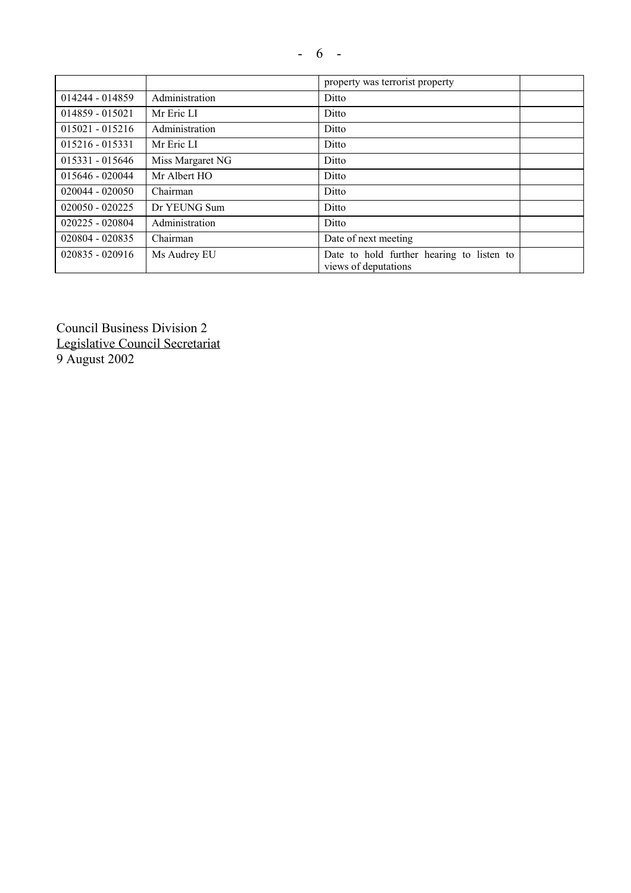| | | | |
|---|---|---|---|
| | | property was terrorist property | |
| 014244 - 014859 | Administration | Ditto | |
| 014859 - 015021 | Mr Eric LI | Ditto | |
| 015021 - 015216 | Administration | Ditto | |
| 015216 - 015331 | Mr Eric LI | Ditto | |
| 015331 - 015646 | Miss Margaret NG | Ditto | |
| 015646 - 020044 | Mr Albert HO | Ditto | |
| 020044 - 020050 | Chairman | Ditto | |
| 020050 - 020225 | Dr YEUNG Sum | Ditto | |
| 020225 - 020804 | Administration | Ditto | |
| 020804 - 020835 | Chairman | Date of next meeting | |
| 020835 - 020916 | Ms Audrey EU | Date to hold further hearing to listen to views of deputations | |

Council Business Division 2
Legislative Council Secretariat
9 August 2002